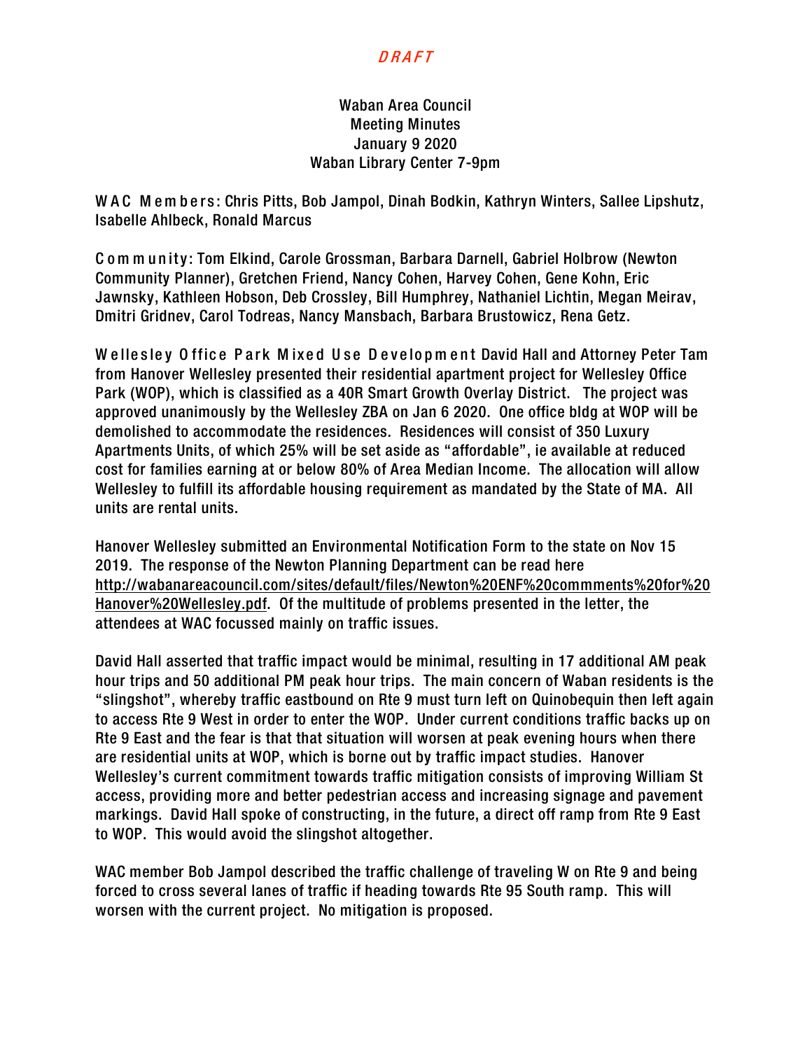*DRAFT*

# Waban Area Council
## Meeting Minutes
## January 9 2020
## Waban Library Center 7-9pm

**WAC Members:** Chris Pitts, Bob Jampol, Dinah Bodkin, Kathryn Winters, Sallee Lipshutz, Isabelle Ahlbeck, Ronald Marcus

**Community:** Tom Elkind, Carole Grossman, Barbara Darnell, Gabriel Holbrow (Newton Community Planner), Gretchen Friend, Nancy Cohen, Harvey Cohen, Gene Kohn, Eric Jawnsky, Kathleen Hobson, Deb Crossley, Bill Humphrey, Nathaniel Lichtin, Megan Meirav, Dmitri Gridnev, Carol Todreas, Nancy Mansbach, Barbara Brustowicz, Rena Getz.

**Wellesley Office Park Mixed Use Development** David Hall and Attorney Peter Tam from Hanover Wellesley presented their residential apartment project for Wellesley Office Park (WOP), which is classified as a 40R Smart Growth Overlay District. The project was approved unanimously by the Wellesley ZBA on Jan 6 2020. One office bldg at WOP will be demolished to accommodate the residences. Residences will consist of 350 Luxury Apartments Units, of which 25% will be set aside as "affordable", ie available at reduced cost for families earning at or below 80% of Area Median Income. The allocation will allow Wellesley to fulfill its affordable housing requirement as mandated by the State of MA. All units are rental units.

Hanover Wellesley submitted an Environmental Notification Form to the state on Nov 15 2019. The response of the Newton Planning Department can be read here http://wabanareacouncil.com/sites/default/files/Newton%20ENF%20commments%20for%20Hanover%20Wellesley.pdf. Of the multitude of problems presented in the letter, the attendees at WAC focussed mainly on traffic issues.

David Hall asserted that traffic impact would be minimal, resulting in 17 additional AM peak hour trips and 50 additional PM peak hour trips. The main concern of Waban residents is the "slingshot", whereby traffic eastbound on Rte 9 must turn left on Quinobequin then left again to access Rte 9 West in order to enter the WOP. Under current conditions traffic backs up on Rte 9 East and the fear is that that situation will worsen at peak evening hours when there are residential units at WOP, which is borne out by traffic impact studies. Hanover Wellesley's current commitment towards traffic mitigation consists of improving William St access, providing more and better pedestrian access and increasing signage and pavement markings. David Hall spoke of constructing, in the future, a direct off ramp from Rte 9 East to WOP. This would avoid the slingshot altogether.

WAC member Bob Jampol described the traffic challenge of traveling W on Rte 9 and being forced to cross several lanes of traffic if heading towards Rte 95 South ramp. This will worsen with the current project. No mitigation is proposed.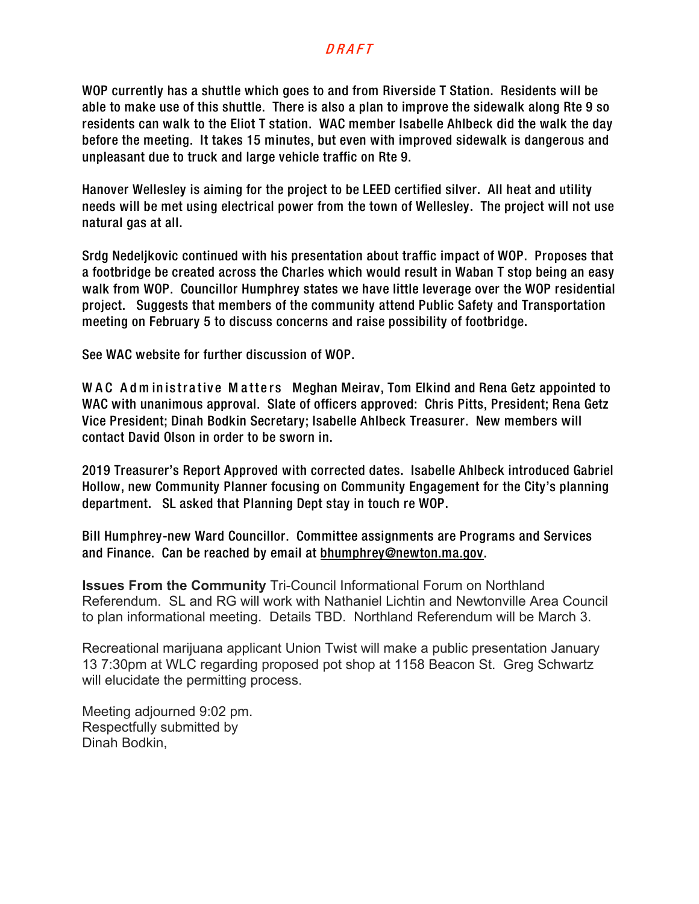*DRAFT*

WOP currently has a shuttle which goes to and from Riverside T Station. Residents will be able to make use of this shuttle. There is also a plan to improve the sidewalk along Rte 9 so residents can walk to the Eliot T station. WAC member Isabelle Ahlbeck did the walk the day before the meeting. It takes 15 minutes, but even with improved sidewalk is dangerous and unpleasant due to truck and large vehicle traffic on Rte 9.

Hanover Wellesley is aiming for the project to be LEED certified silver. All heat and utility needs will be met using electrical power from the town of Wellesley. The project will not use natural gas at all.

Srdg Nedeljkovic continued with his presentation about traffic impact of WOP. Proposes that a footbridge be created across the Charles which would result in Waban T stop being an easy walk from WOP. Councillor Humphrey states we have little leverage over the WOP residential project. Suggests that members of the community attend Public Safety and Transportation meeting on February 5 to discuss concerns and raise possibility of footbridge.

See WAC website for further discussion of WOP.

WAC Administrative Matters Meghan Meirav, Tom Elkind and Rena Getz appointed to WAC with unanimous approval. Slate of officers approved: Chris Pitts, President; Rena Getz Vice President; Dinah Bodkin Secretary; Isabelle Ahlbeck Treasurer. New members will contact David Olson in order to be sworn in.

2019 Treasurer's Report Approved with corrected dates. Isabelle Ahlbeck introduced Gabriel Hollow, new Community Planner focusing on Community Engagement for the City's planning department. SL asked that Planning Dept stay in touch re WOP.

Bill Humphrey-new Ward Councillor. Committee assignments are Programs and Services and Finance. Can be reached by email at bhumphrey@newton.ma.gov.

**Issues From the Community** Tri-Council Informational Forum on Northland Referendum. SL and RG will work with Nathaniel Lichtin and Newtonville Area Council to plan informational meeting. Details TBD. Northland Referendum will be March 3.

Recreational marijuana applicant Union Twist will make a public presentation January 13 7:30pm at WLC regarding proposed pot shop at 1158 Beacon St. Greg Schwartz will elucidate the permitting process.

Meeting adjourned 9:02 pm.
Respectfully submitted by
Dinah Bodkin,